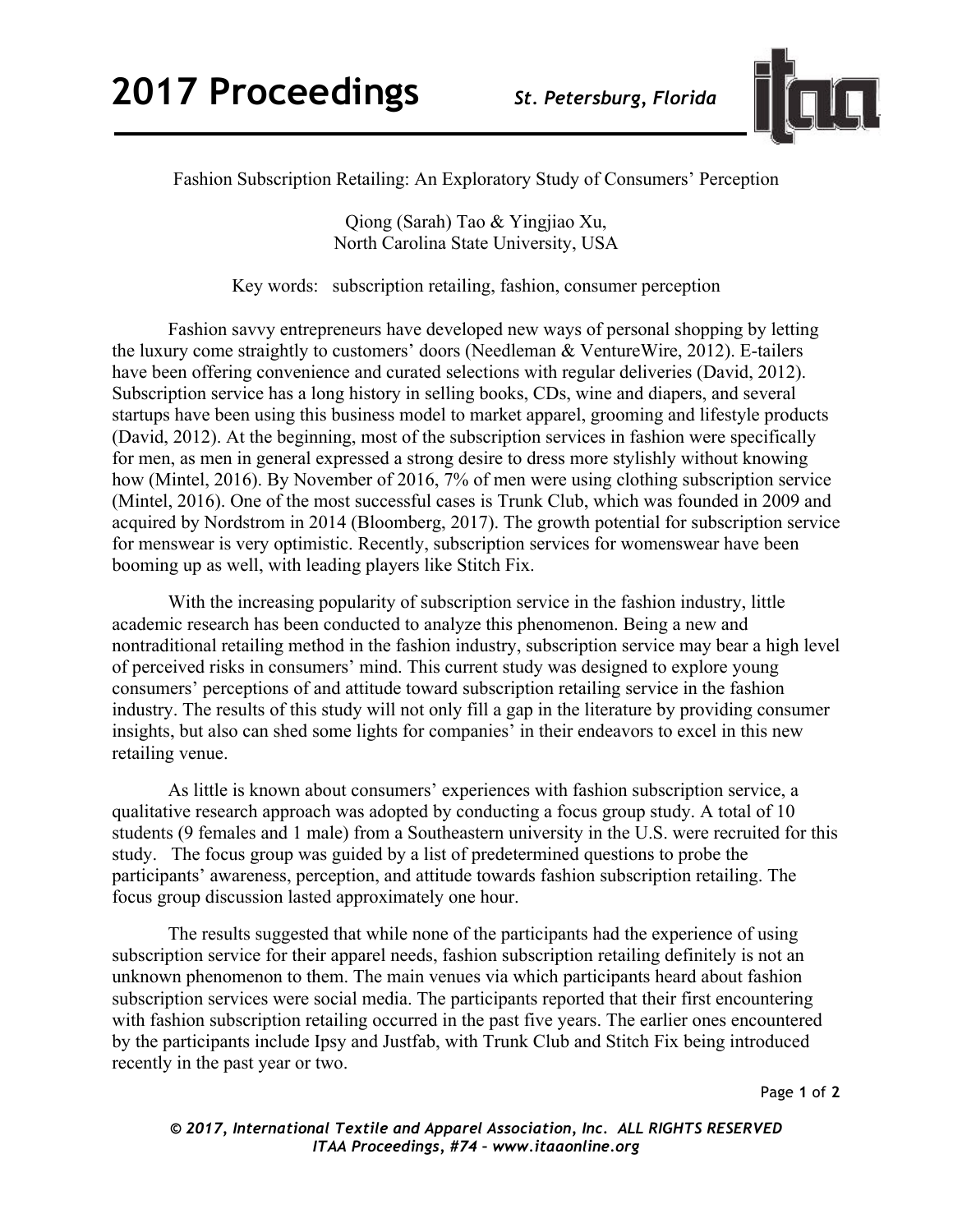# Fashion Subscription Retailing: An Exploratory Study of Consumers' Perception

Qiong (Sarah) Tao & Yingjiao Xu,
North Carolina State University, USA

Key words: subscription retailing, fashion, consumer perception

Fashion savvy entrepreneurs have developed new ways of personal shopping by letting the luxury come straightly to customers' doors (Needleman & VentureWire, 2012). E-tailers have been offering convenience and curated selections with regular deliveries (David, 2012). Subscription service has a long history in selling books, CDs, wine and diapers, and several startups have been using this business model to market apparel, grooming and lifestyle products (David, 2012). At the beginning, most of the subscription services in fashion were specifically for men, as men in general expressed a strong desire to dress more stylishly without knowing how (Mintel, 2016). By November of 2016, 7% of men were using clothing subscription service (Mintel, 2016). One of the most successful cases is Trunk Club, which was founded in 2009 and acquired by Nordstrom in 2014 (Bloomberg, 2017). The growth potential for subscription service for menswear is very optimistic. Recently, subscription services for womenswear have been booming up as well, with leading players like Stitch Fix.

With the increasing popularity of subscription service in the fashion industry, little academic research has been conducted to analyze this phenomenon. Being a new and nontraditional retailing method in the fashion industry, subscription service may bear a high level of perceived risks in consumers' mind. This current study was designed to explore young consumers' perceptions of and attitude toward subscription retailing service in the fashion industry. The results of this study will not only fill a gap in the literature by providing consumer insights, but also can shed some lights for companies' in their endeavors to excel in this new retailing venue.

As little is known about consumers' experiences with fashion subscription service, a qualitative research approach was adopted by conducting a focus group study. A total of 10 students (9 females and 1 male) from a Southeastern university in the U.S. were recruited for this study. The focus group was guided by a list of predetermined questions to probe the participants' awareness, perception, and attitude towards fashion subscription retailing. The focus group discussion lasted approximately one hour.

The results suggested that while none of the participants had the experience of using subscription service for their apparel needs, fashion subscription retailing definitely is not an unknown phenomenon to them. The main venues via which participants heard about fashion subscription services were social media. The participants reported that their first encountering with fashion subscription retailing occurred in the past five years. The earlier ones encountered by the participants include Ipsy and Justfab, with Trunk Club and Stitch Fix being introduced recently in the past year or two.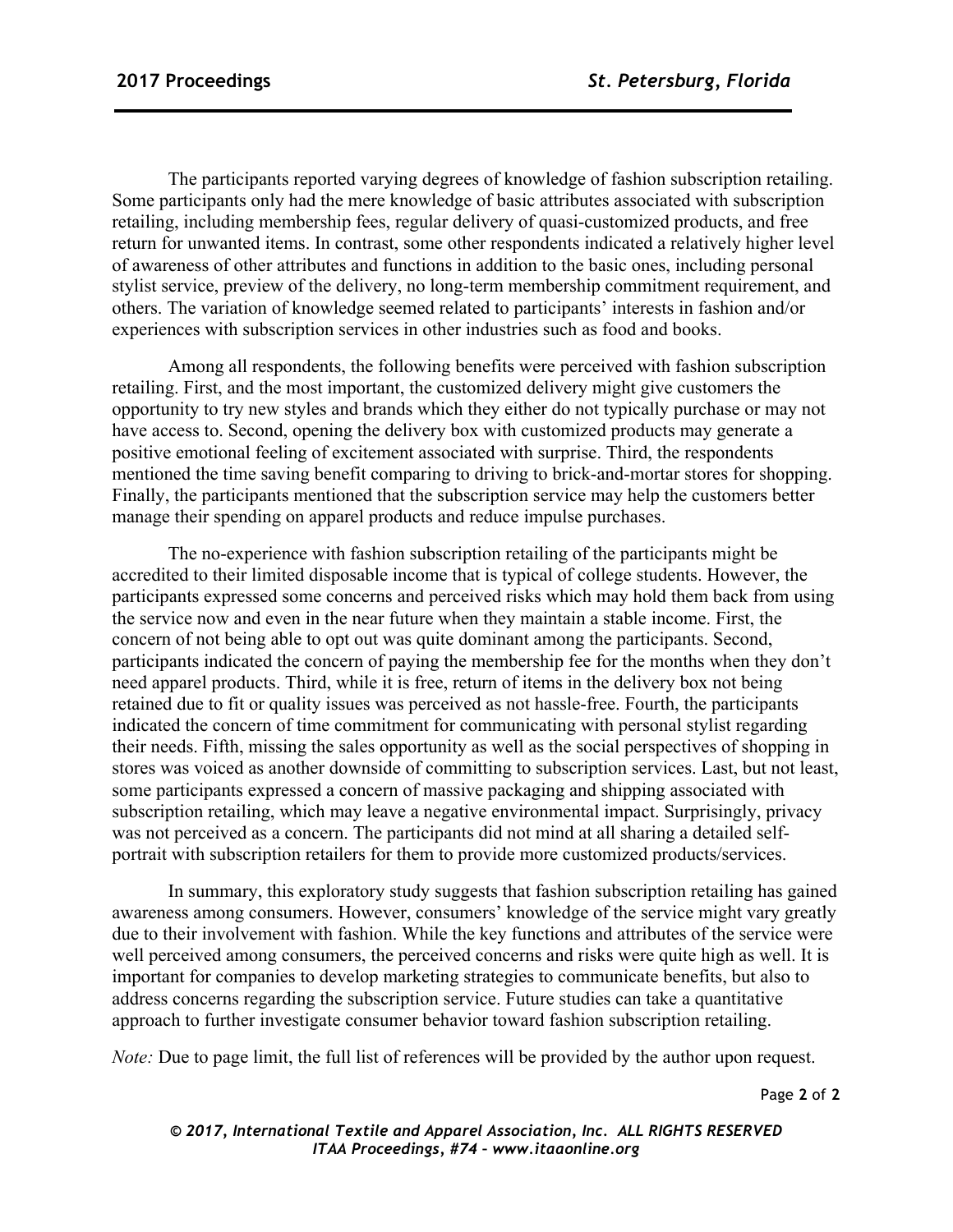The participants reported varying degrees of knowledge of fashion subscription retailing. Some participants only had the mere knowledge of basic attributes associated with subscription retailing, including membership fees, regular delivery of quasi-customized products, and free return for unwanted items. In contrast, some other respondents indicated a relatively higher level of awareness of other attributes and functions in addition to the basic ones, including personal stylist service, preview of the delivery, no long-term membership commitment requirement, and others. The variation of knowledge seemed related to participants' interests in fashion and/or experiences with subscription services in other industries such as food and books.

Among all respondents, the following benefits were perceived with fashion subscription retailing. First, and the most important, the customized delivery might give customers the opportunity to try new styles and brands which they either do not typically purchase or may not have access to. Second, opening the delivery box with customized products may generate a positive emotional feeling of excitement associated with surprise. Third, the respondents mentioned the time saving benefit comparing to driving to brick-and-mortar stores for shopping. Finally, the participants mentioned that the subscription service may help the customers better manage their spending on apparel products and reduce impulse purchases.

The no-experience with fashion subscription retailing of the participants might be accredited to their limited disposable income that is typical of college students. However, the participants expressed some concerns and perceived risks which may hold them back from using the service now and even in the near future when they maintain a stable income. First, the concern of not being able to opt out was quite dominant among the participants. Second, participants indicated the concern of paying the membership fee for the months when they don't need apparel products. Third, while it is free, return of items in the delivery box not being retained due to fit or quality issues was perceived as not hassle-free. Fourth, the participants indicated the concern of time commitment for communicating with personal stylist regarding their needs. Fifth, missing the sales opportunity as well as the social perspectives of shopping in stores was voiced as another downside of committing to subscription services. Last, but not least, some participants expressed a concern of massive packaging and shipping associated with subscription retailing, which may leave a negative environmental impact. Surprisingly, privacy was not perceived as a concern. The participants did not mind at all sharing a detailed self-portrait with subscription retailers for them to provide more customized products/services.

In summary, this exploratory study suggests that fashion subscription retailing has gained awareness among consumers. However, consumers' knowledge of the service might vary greatly due to their involvement with fashion. While the key functions and attributes of the service were well perceived among consumers, the perceived concerns and risks were quite high as well. It is important for companies to develop marketing strategies to communicate benefits, but also to address concerns regarding the subscription service. Future studies can take a quantitative approach to further investigate consumer behavior toward fashion subscription retailing.

*Note:* Due to page limit, the full list of references will be provided by the author upon request.